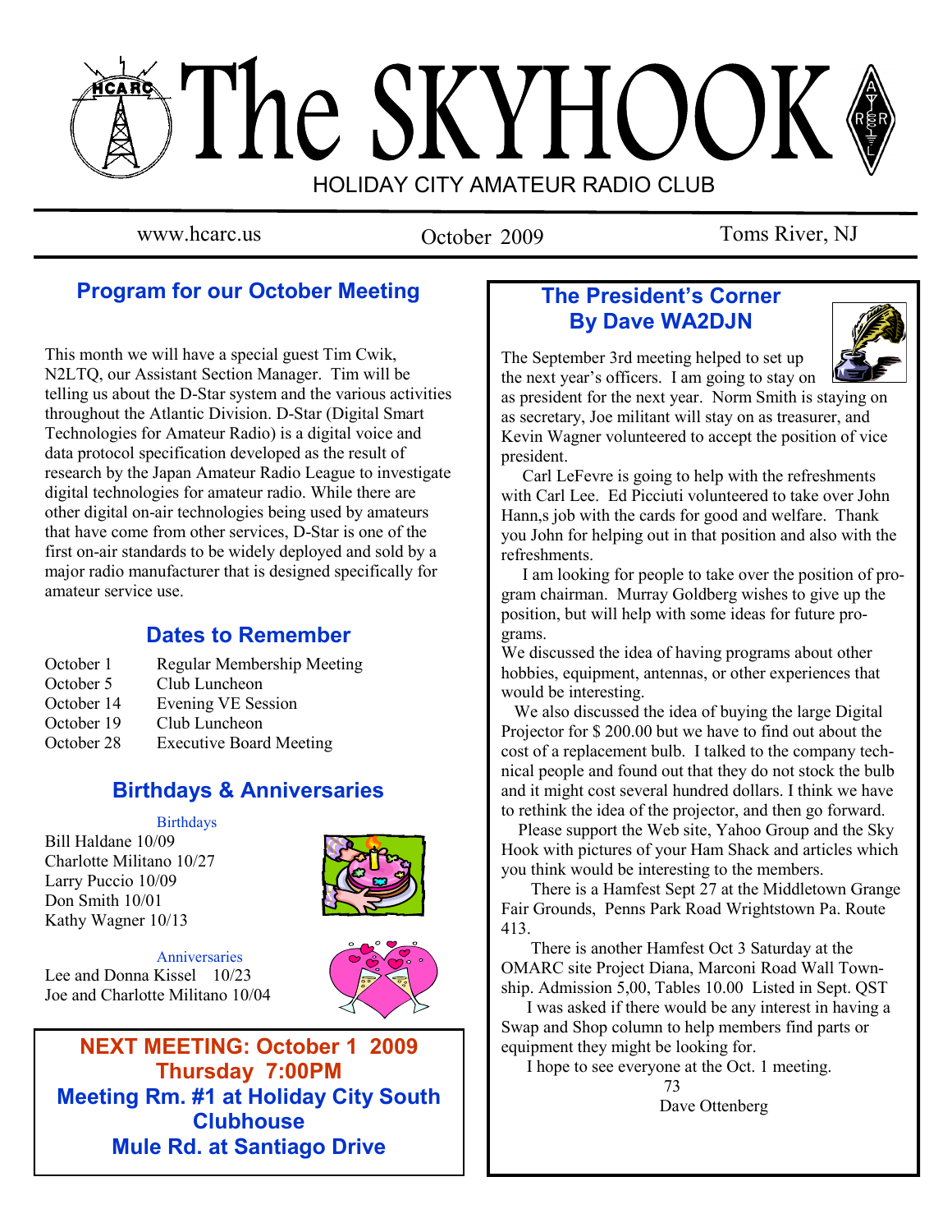# The SKYHOOK

HOLIDAY CITY AMATEUR RADIO CLUB

www.hcarc.us | October 2009 | Toms River, NJ

## Program for our October Meeting

This month we will have a special guest Tim Cwik, N2LTQ, our Assistant Section Manager. Tim will be telling us about the D-Star system and the various activities throughout the Atlantic Division. D-Star (Digital Smart Technologies for Amateur Radio) is a digital voice and data protocol specification developed as the result of research by the Japan Amateur Radio League to investigate digital technologies for amateur radio. While there are other digital on-air technologies being used by amateurs that have come from other services, D-Star is one of the first on-air standards to be widely deployed and sold by a major radio manufacturer that is designed specifically for amateur service use.

## Dates to Remember

| | |
|---|---|
| October 1 | Regular Membership Meeting |
| October 5 | Club Luncheon |
| October 14 | Evening VE Session |
| October 19 | Club Luncheon |
| October 28 | Executive Board Meeting |

## Birthdays & Anniversaries

### Birthdays

Bill Haldane 10/09
Charlotte Militano 10/27
Larry Puccio 10/09
Don Smith 10/01
Kathy Wagner 10/13

### Anniversaries

Lee and Donna Kissel 10/23
Joe and Charlotte Militano 10/04

**NEXT MEETING: October 1 2009**
**Thursday 7:00PM**
**Meeting Rm. #1 at Holiday City South Clubhouse**
**Mule Rd. at Santiago Drive**

## The President's Corner
## By Dave WA2DJN

The September 3rd meeting helped to set up the next year's officers. I am going to stay on as president for the next year. Norm Smith is staying on as secretary, Joe militant will stay on as treasurer, and Kevin Wagner volunteered to accept the position of vice president.

Carl LeFevre is going to help with the refreshments with Carl Lee. Ed Picciuti volunteered to take over John Hann,s job with the cards for good and welfare. Thank you John for helping out in that position and also with the refreshments.

I am looking for people to take over the position of program chairman. Murray Goldberg wishes to give up the position, but will help with some ideas for future programs.

We discussed the idea of having programs about other hobbies, equipment, antennas, or other experiences that would be interesting.

We also discussed the idea of buying the large Digital Projector for $ 200.00 but we have to find out about the cost of a replacement bulb. I talked to the company technical people and found out that they do not stock the bulb and it might cost several hundred dollars. I think we have to rethink the idea of the projector, and then go forward.

Please support the Web site, Yahoo Group and the Sky Hook with pictures of your Ham Shack and articles which you think would be interesting to the members.

There is a Hamfest Sept 27 at the Middletown Grange Fair Grounds, Penns Park Road Wrightstown Pa. Route 413.

There is another Hamfest Oct 3 Saturday at the OMARC site Project Diana, Marconi Road Wall Township. Admission 5,00, Tables 10.00 Listed in Sept. QST

I was asked if there would be any interest in having a Swap and Shop column to help members find parts or equipment they might be looking for.

I hope to see everyone at the Oct. 1 meeting.

73
Dave Ottenberg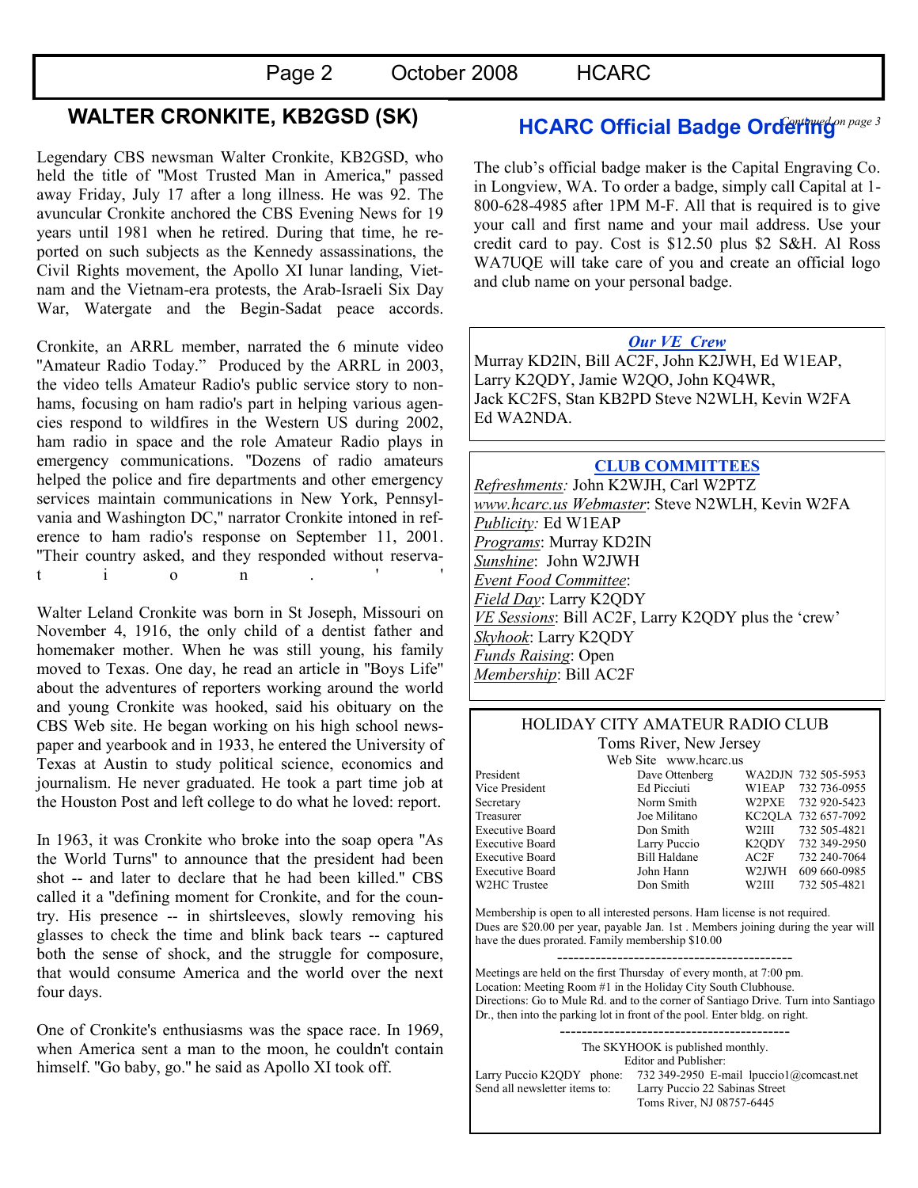## WALTER CRONKITE, KB2GSD (SK)

Legendary CBS newsman Walter Cronkite, KB2GSD, who held the title of "Most Trusted Man in America," passed away Friday, July 17 after a long illness. He was 92. The avuncular Cronkite anchored the CBS Evening News for 19 years until 1981 when he retired. During that time, he reported on such subjects as the Kennedy assassinations, the Civil Rights movement, the Apollo XI lunar landing, Vietnam and the Vietnam-era protests, the Arab-Israeli Six Day War, Watergate and the Begin-Sadat peace accords.

Cronkite, an ARRL member, narrated the 6 minute video "Amateur Radio Today." Produced by the ARRL in 2003, the video tells Amateur Radio's public service story to non-hams, focusing on ham radio's part in helping various agencies respond to wildfires in the Western US during 2002, ham radio in space and the role Amateur Radio plays in emergency communications. "Dozens of radio amateurs helped the police and fire departments and other emergency services maintain communications in New York, Pennsylvania and Washington DC," narrator Cronkite intoned in reference to ham radio's response on September 11, 2001. "Their country asked, and they responded without reservation.''

Walter Leland Cronkite was born in St Joseph, Missouri on November 4, 1916, the only child of a dentist father and homemaker mother. When he was still young, his family moved to Texas. One day, he read an article in "Boys Life" about the adventures of reporters working around the world and young Cronkite was hooked, said his obituary on the CBS Web site. He began working on his high school newspaper and yearbook and in 1933, he entered the University of Texas at Austin to study political science, economics and journalism. He never graduated. He took a part time job at the Houston Post and left college to do what he loved: report.

In 1963, it was Cronkite who broke into the soap opera "As the World Turns" to announce that the president had been shot -- and later to declare that he had been killed." CBS called it a "defining moment for Cronkite, and for the country. His presence -- in shirtsleeves, slowly removing his glasses to check the time and blink back tears -- captured both the sense of shock, and the struggle for composure, that would consume America and the world over the next four days.

One of Cronkite's enthusiasms was the space race. In 1969, when America sent a man to the moon, he couldn't contain himself. "Go baby, go." he said as Apollo XI took off.

*Continued on page 3*

## HCARC Official Badge Ordering

The club's official badge maker is the Capital Engraving Co. in Longview, WA. To order a badge, simply call Capital at 1-800-628-4985 after 1PM M-F. All that is required is to give your call and first name and your mail address. Use your credit card to pay. Cost is $12.50 plus $2 S&H. Al Ross WA7UQE will take care of you and create an official logo and club name on your personal badge.

### *Our VE Crew*

Murray KD2IN, Bill AC2F, John K2JWH, Ed W1EAP, Larry K2QDY, Jamie W2QO, John KQ4WR, Jack KC2FS, Stan KB2PD Steve N2WLH, Kevin W2FA Ed WA2NDA.

### CLUB COMMITTEES

*Refreshments:* John K2WJH, Carl W2PTZ
*www.hcarc.us Webmaster*: Steve N2WLH, Kevin W2FA
*Publicity:* Ed W1EAP
*Programs*: Murray KD2IN
*Sunshine*: John W2JWH
*Event Food Committee*:
*Field Day*: Larry K2QDY
*VE Sessions*: Bill AC2F, Larry K2QDY plus the 'crew'
*Skyhook*: Larry K2QDY
*Funds Raising*: Open
*Membership*: Bill AC2F

### HOLIDAY CITY AMATEUR RADIO CLUB

Toms River, New Jersey
Web Site www.hcarc.us

| | | | |
|---|---|---|---|
| President | Dave Ottenberg | WA2DJN | 732 505-5953 |
| Vice President | Ed Picciuti | W1EAP | 732 736-0955 |
| Secretary | Norm Smith | W2PXE | 732 920-5423 |
| Treasurer | Joe Militano | KC2QLA | 732 657-7092 |
| Executive Board | Don Smith | W2III | 732 505-4821 |
| Executive Board | Larry Puccio | K2QDY | 732 349-2950 |
| Executive Board | Bill Haldane | AC2F | 732 240-7064 |
| Executive Board | John Hann | W2JWH | 609 660-0985 |
| W2HC Trustee | Don Smith | W2III | 732 505-4821 |

Membership is open to all interested persons. Ham license is not required. Dues are $20.00 per year, payable Jan. 1st . Members joining during the year will have the dues prorated. Family membership $10.00

---

Meetings are held on the first Thursday of every month, at 7:00 pm.
Location: Meeting Room #1 in the Holiday City South Clubhouse.
Directions: Go to Mule Rd. and to the corner of Santiago Drive. Turn into Santiago Dr., then into the parking lot in front of the pool. Enter bldg. on right.

---

The SKYHOOK is published monthly.
Editor and Publisher:
Larry Puccio K2QDY phone: 732 349-2950 E-mail lpuccio1@comcast.net
Send all newsletter items to: Larry Puccio 22 Sabinas Street
Toms River, NJ 08757-6445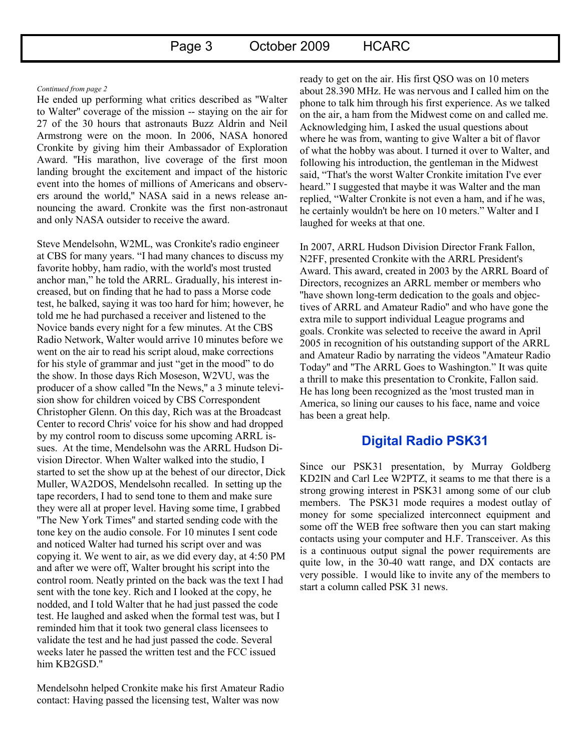*Continued from page 2*

He ended up performing what critics described as "Walter to Walter" coverage of the mission -- staying on the air for 27 of the 30 hours that astronauts Buzz Aldrin and Neil Armstrong were on the moon. In 2006, NASA honored Cronkite by giving him their Ambassador of Exploration Award. "His marathon, live coverage of the first moon landing brought the excitement and impact of the historic event into the homes of millions of Americans and observers around the world," NASA said in a news release announcing the award. Cronkite was the first non-astronaut and only NASA outsider to receive the award.

Steve Mendelsohn, W2ML, was Cronkite's radio engineer at CBS for many years. "I had many chances to discuss my favorite hobby, ham radio, with the world's most trusted anchor man," he told the ARRL. Gradually, his interest increased, but on finding that he had to pass a Morse code test, he balked, saying it was too hard for him; however, he told me he had purchased a receiver and listened to the Novice bands every night for a few minutes. At the CBS Radio Network, Walter would arrive 10 minutes before we went on the air to read his script aloud, make corrections for his style of grammar and just "get in the mood" to do the show. In those days Rich Moseson, W2VU, was the producer of a show called "In the News," a 3 minute television show for children voiced by CBS Correspondent Christopher Glenn. On this day, Rich was at the Broadcast Center to record Chris' voice for his show and had dropped by my control room to discuss some upcoming ARRL issues. At the time, Mendelsohn was the ARRL Hudson Division Director. When Walter walked into the studio, I started to set the show up at the behest of our director, Dick Muller, WA2DOS, Mendelsohn recalled. In setting up the tape recorders, I had to send tone to them and make sure they were all at proper level. Having some time, I grabbed "The New York Times" and started sending code with the tone key on the audio console. For 10 minutes I sent code and noticed Walter had turned his script over and was copying it. We went to air, as we did every day, at 4:50 PM and after we were off, Walter brought his script into the control room. Neatly printed on the back was the text I had sent with the tone key. Rich and I looked at the copy, he nodded, and I told Walter that he had just passed the code test. He laughed and asked when the formal test was, but I reminded him that it took two general class licensees to validate the test and he had just passed the code. Several weeks later he passed the written test and the FCC issued him KB2GSD."

Mendelsohn helped Cronkite make his first Amateur Radio contact: Having passed the licensing test, Walter was now ready to get on the air. His first QSO was on 10 meters about 28.390 MHz. He was nervous and I called him on the phone to talk him through his first experience. As we talked on the air, a ham from the Midwest come on and called me. Acknowledging him, I asked the usual questions about where he was from, wanting to give Walter a bit of flavor of what the hobby was about. I turned it over to Walter, and following his introduction, the gentleman in the Midwest said, "That's the worst Walter Cronkite imitation I've ever heard." I suggested that maybe it was Walter and the man replied, "Walter Cronkite is not even a ham, and if he was, he certainly wouldn't be here on 10 meters." Walter and I laughed for weeks at that one.

In 2007, ARRL Hudson Division Director Frank Fallon, N2FF, presented Cronkite with the ARRL President's Award. This award, created in 2003 by the ARRL Board of Directors, recognizes an ARRL member or members who "have shown long-term dedication to the goals and objectives of ARRL and Amateur Radio" and who have gone the extra mile to support individual League programs and goals. Cronkite was selected to receive the award in April 2005 in recognition of his outstanding support of the ARRL and Amateur Radio by narrating the videos "Amateur Radio Today" and "The ARRL Goes to Washington." It was quite a thrill to make this presentation to Cronkite, Fallon said. He has long been recognized as the 'most trusted man in America, so lining our causes to his face, name and voice has been a great help.

## Digital Radio PSK31

Since our PSK31 presentation, by Murray Goldberg KD2IN and Carl Lee W2PTZ, it seams to me that there is a strong growing interest in PSK31 among some of our club members. The PSK31 mode requires a modest outlay of money for some specialized interconnect equipment and some off the WEB free software then you can start making contacts using your computer and H.F. Transceiver. As this is a continuous output signal the power requirements are quite low, in the 30-40 watt range, and DX contacts are very possible. I would like to invite any of the members to start a column called PSK 31 news.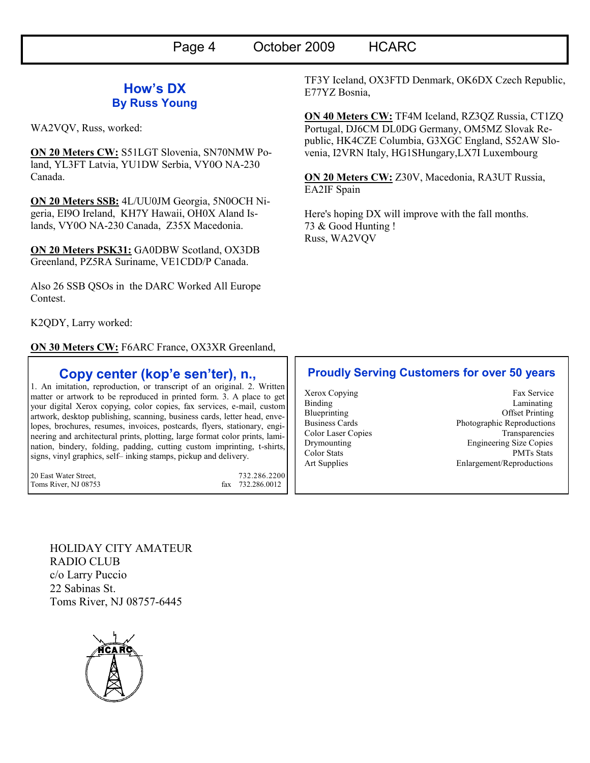## How's DX
### By Russ Young

WA2VQV, Russ, worked:

**ON 20 Meters CW:** S51LGT Slovenia, SN70NMW Poland, YL3FT Latvia, YU1DW Serbia, VY0O NA-230 Canada.

**ON 20 Meters SSB:** 4L/UU0JM Georgia, 5N0OCH Nigeria, EI9O Ireland, KH7Y Hawaii, OH0X Aland Islands, VY0O NA-230 Canada, Z35X Macedonia.

**ON 20 Meters PSK31:** GA0DBW Scotland, OX3DB Greenland, PZ5RA Suriname, VE1CDD/P Canada.

Also 26 SSB QSOs in the DARC Worked All Europe Contest.

K2QDY, Larry worked:

**ON 30 Meters CW:** F6ARC France, OX3XR Greenland, TF3Y Iceland, OX3FTD Denmark, OK6DX Czech Republic, E77YZ Bosnia,

**ON 40 Meters CW:** TF4M Iceland, RZ3QZ Russia, CT1ZQ Portugal, DJ6CM DL0DG Germany, OM5MZ Slovak Republic, HK4CZE Columbia, G3XGC England, S52AW Slovenia, I2VRN Italy, HG1SHungary,LX7I Luxembourg

**ON 20 Meters CW:** Z30V, Macedonia, RA3UT Russia, EA2IF Spain

Here's hoping DX will improve with the fall months.
73 & Good Hunting !
Russ, WA2VQV

---

## Copy center (kop'e sen'ter), n.,

1. An imitation, reproduction, or transcript of an original. 2. Written matter or artwork to be reproduced in printed form. 3. A place to get your digital Xerox copying, color copies, fax services, e-mail, custom artwork, desktop publishing, scanning, business cards, letter head, envelopes, brochures, resumes, invoices, postcards, flyers, stationary, engineering and architectural prints, plotting, large format color prints, lamination, bindery, folding, padding, cutting custom imprinting, t-shirts, signs, vinyl graphics, self– inking stamps, pickup and delivery.

20 East Water Street, 732.286.2200
Toms River, NJ 08753 fax 732.286.0012

## Proudly Serving Customers for over 50 years

| | |
|---|---|
| Xerox Copying | Fax Service |
| Binding | Laminating |
| Blueprinting | Offset Printing |
| Business Cards | Photographic Reproductions |
| Color Laser Copies | Transparencies |
| Drymounting | Engineering Size Copies |
| Color Stats | PMTs Stats |
| Art Supplies | Enlargement/Reproductions |

---

HOLIDAY CITY AMATEUR
RADIO CLUB
c/o Larry Puccio
22 Sabinas St.
Toms River, NJ 08757-6445

HCARC